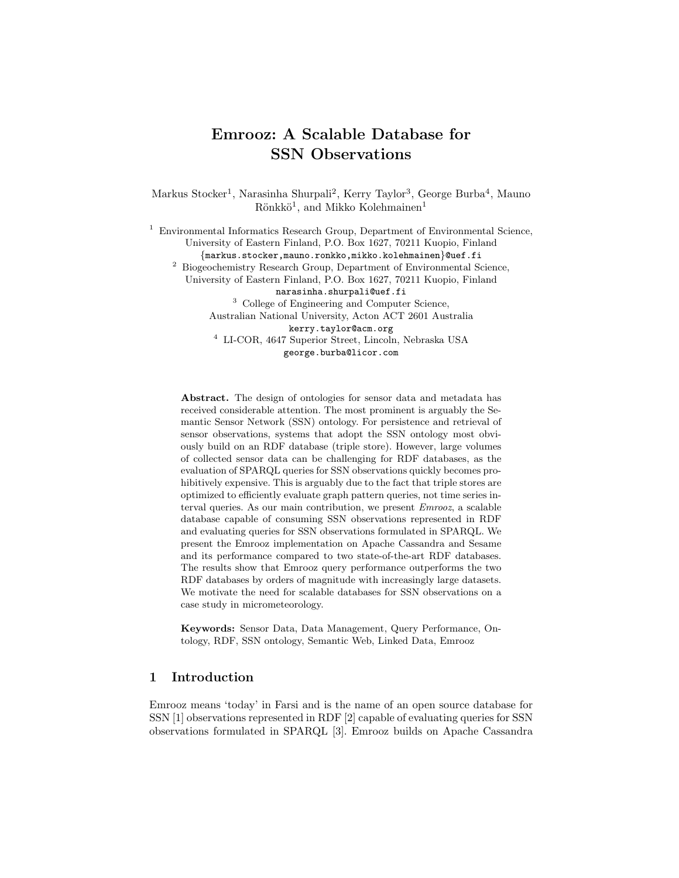# Emrooz: A Scalable Database for SSN Observations

Markus Stocker[1], Narasinha Shurpali[2], Kerry Taylor[3], George Burba[4], Mauno Rönkkö[1], and Mikko Kolehmainen[1]

[1] Environmental Informatics Research Group, Department of Environmental Science, University of Eastern Finland, P.O. Box 1627, 70211 Kuopio, Finland
{markus.stocker,mauno.ronkko,mikko.kolehmainen}@uef.fi

[2] Biogeochemistry Research Group, Department of Environmental Science, University of Eastern Finland, P.O. Box 1627, 70211 Kuopio, Finland
narasinha.shurpali@uef.fi

[3] College of Engineering and Computer Science, Australian National University, Acton ACT 2601 Australia
kerry.taylor@acm.org

[4] LI-COR, 4647 Superior Street, Lincoln, Nebraska USA
george.burba@licor.com

**Abstract.** The design of ontologies for sensor data and metadata has received considerable attention. The most prominent is arguably the Semantic Sensor Network (SSN) ontology. For persistence and retrieval of sensor observations, systems that adopt the SSN ontology most obviously build on an RDF database (triple store). However, large volumes of collected sensor data can be challenging for RDF databases, as the evaluation of SPARQL queries for SSN observations quickly becomes prohibitively expensive. This is arguably due to the fact that triple stores are optimized to efficiently evaluate graph pattern queries, not time series interval queries. As our main contribution, we present *Emrooz*, a scalable database capable of consuming SSN observations represented in RDF and evaluating queries for SSN observations formulated in SPARQL. We present the Emrooz implementation on Apache Cassandra and Sesame and its performance compared to two state-of-the-art RDF databases. The results show that Emrooz query performance outperforms the two RDF databases by orders of magnitude with increasingly large datasets. We motivate the need for scalable databases for SSN observations on a case study in micrometeorology.

**Keywords:** Sensor Data, Data Management, Query Performance, Ontology, RDF, SSN ontology, Semantic Web, Linked Data, Emrooz

## 1 Introduction

Emrooz means 'today' in Farsi and is the name of an open source database for SSN [1] observations represented in RDF [2] capable of evaluating queries for SSN observations formulated in SPARQL [3]. Emrooz builds on Apache Cassandra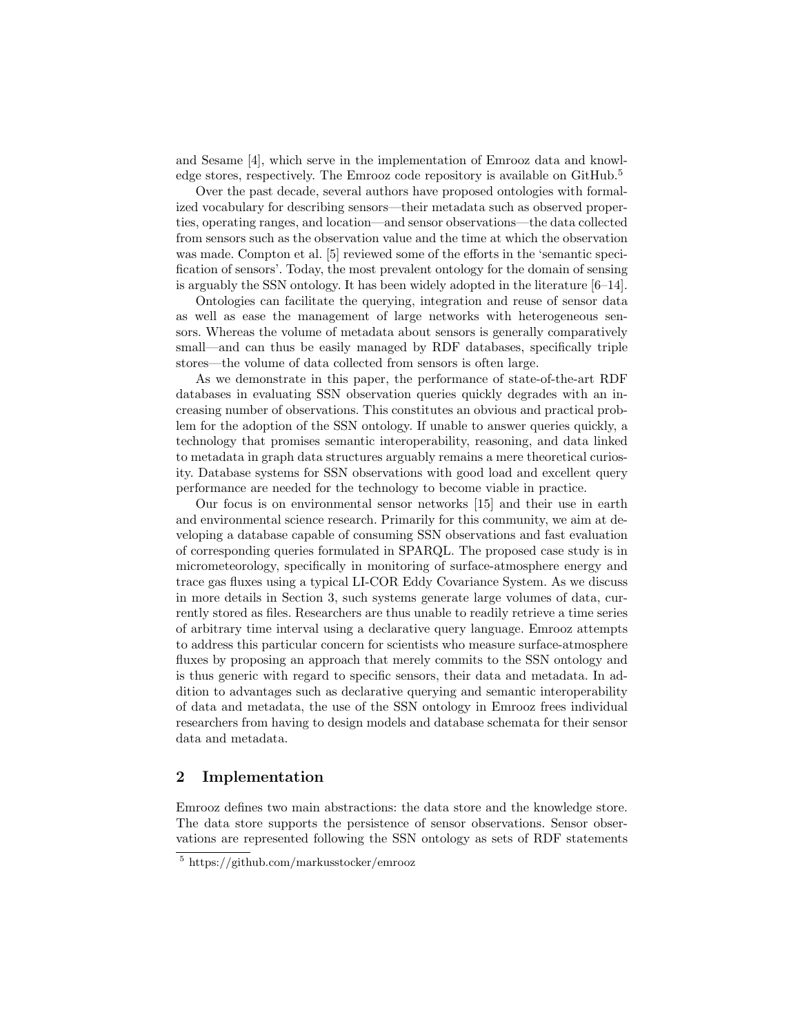and Sesame [4], which serve in the implementation of Emrooz data and knowledge stores, respectively. The Emrooz code repository is available on GitHub.[5]

Over the past decade, several authors have proposed ontologies with formalized vocabulary for describing sensors—their metadata such as observed properties, operating ranges, and location—and sensor observations—the data collected from sensors such as the observation value and the time at which the observation was made. Compton et al. [5] reviewed some of the efforts in the 'semantic specification of sensors'. Today, the most prevalent ontology for the domain of sensing is arguably the SSN ontology. It has been widely adopted in the literature [6–14].

Ontologies can facilitate the querying, integration and reuse of sensor data as well as ease the management of large networks with heterogeneous sensors. Whereas the volume of metadata about sensors is generally comparatively small—and can thus be easily managed by RDF databases, specifically triple stores—the volume of data collected from sensors is often large.

As we demonstrate in this paper, the performance of state-of-the-art RDF databases in evaluating SSN observation queries quickly degrades with an increasing number of observations. This constitutes an obvious and practical problem for the adoption of the SSN ontology. If unable to answer queries quickly, a technology that promises semantic interoperability, reasoning, and data linked to metadata in graph data structures arguably remains a mere theoretical curiosity. Database systems for SSN observations with good load and excellent query performance are needed for the technology to become viable in practice.

Our focus is on environmental sensor networks [15] and their use in earth and environmental science research. Primarily for this community, we aim at developing a database capable of consuming SSN observations and fast evaluation of corresponding queries formulated in SPARQL. The proposed case study is in micrometeorology, specifically in monitoring of surface-atmosphere energy and trace gas fluxes using a typical LI-COR Eddy Covariance System. As we discuss in more details in Section 3, such systems generate large volumes of data, currently stored as files. Researchers are thus unable to readily retrieve a time series of arbitrary time interval using a declarative query language. Emrooz attempts to address this particular concern for scientists who measure surface-atmosphere fluxes by proposing an approach that merely commits to the SSN ontology and is thus generic with regard to specific sensors, their data and metadata. In addition to advantages such as declarative querying and semantic interoperability of data and metadata, the use of the SSN ontology in Emrooz frees individual researchers from having to design models and database schemata for their sensor data and metadata.

## 2 Implementation

Emrooz defines two main abstractions: the data store and the knowledge store. The data store supports the persistence of sensor observations. Sensor observations are represented following the SSN ontology as sets of RDF statements

[5] https://github.com/markusstocker/emrooz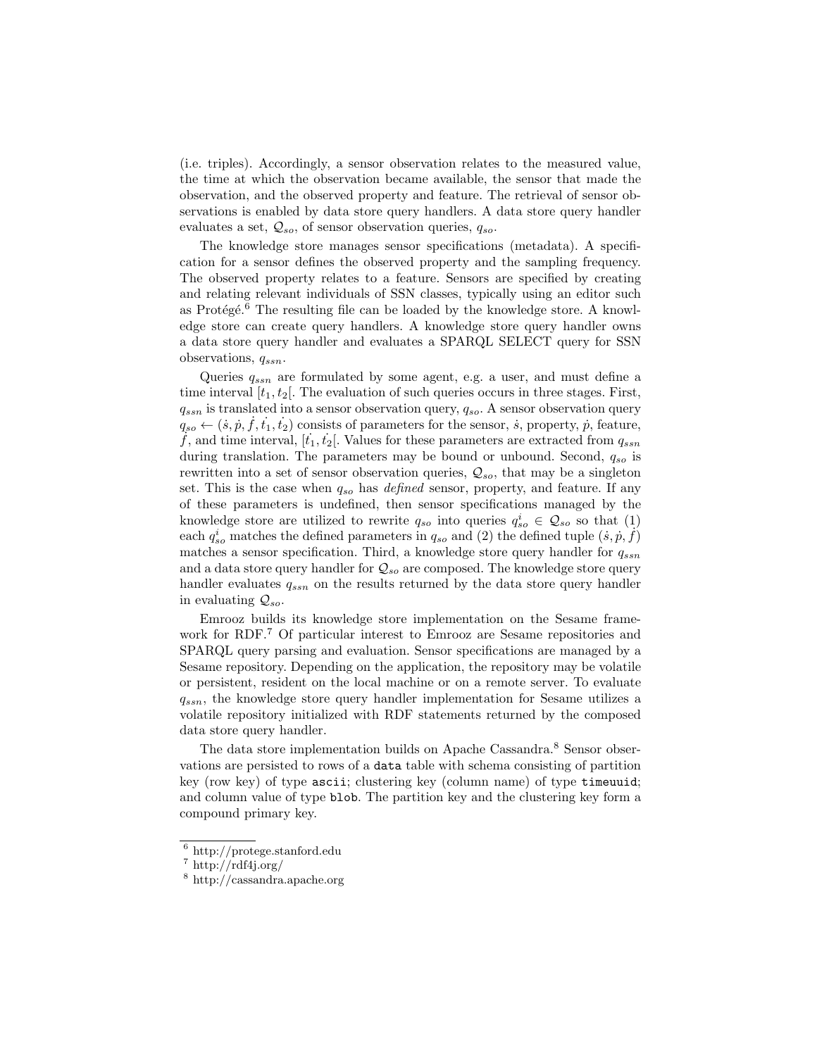(i.e. triples). Accordingly, a sensor observation relates to the measured value, the time at which the observation became available, the sensor that made the observation, and the observed property and feature. The retrieval of sensor observations is enabled by data store query handlers. A data store query handler evaluates a set, $\mathcal{Q}_{so}$, of sensor observation queries, $q_{so}$.

The knowledge store manages sensor specifications (metadata). A specification for a sensor defines the observed property and the sampling frequency. The observed property relates to a feature. Sensors are specified by creating and relating relevant individuals of SSN classes, typically using an editor such as Protégé.[6] The resulting file can be loaded by the knowledge store. A knowledge store can create query handlers. A knowledge store query handler owns a data store query handler and evaluates a SPARQL SELECT query for SSN observations, $q_{ssn}$.

Queries $q_{ssn}$ are formulated by some agent, e.g. a user, and must define a time interval $[t_1, t_2[$. The evaluation of such queries occurs in three stages. First, $q_{ssn}$ is translated into a sensor observation query, $q_{so}$. A sensor observation query $q_{so} \leftarrow (\dot{s}, \dot{p}, \dot{f}, \dot{t_1}, \dot{t_2})$ consists of parameters for the sensor, $\dot{s}$, property, $\dot{p}$, feature, $\dot{f}$, and time interval, $[\dot{t_1}, \dot{t_2}[$. Values for these parameters are extracted from $q_{ssn}$ during translation. The parameters may be bound or unbound. Second, $q_{so}$ is rewritten into a set of sensor observation queries, $\mathcal{Q}_{so}$, that may be a singleton set. This is the case when $q_{so}$ has *defined* sensor, property, and feature. If any of these parameters is undefined, then sensor specifications managed by the knowledge store are utilized to rewrite $q_{so}$ into queries $q^i_{so} \in \mathcal{Q}_{so}$ so that (1) each $q^i_{so}$ matches the defined parameters in $q_{so}$ and (2) the defined tuple $(\dot{s}, \dot{p}, \dot{f})$ matches a sensor specification. Third, a knowledge store query handler for $q_{ssn}$ and a data store query handler for $\mathcal{Q}_{so}$ are composed. The knowledge store query handler evaluates $q_{ssn}$ on the results returned by the data store query handler in evaluating $\mathcal{Q}_{so}$.

Emrooz builds its knowledge store implementation on the Sesame framework for RDF.[7] Of particular interest to Emrooz are Sesame repositories and SPARQL query parsing and evaluation. Sensor specifications are managed by a Sesame repository. Depending on the application, the repository may be volatile or persistent, resident on the local machine or on a remote server. To evaluate $q_{ssn}$, the knowledge store query handler implementation for Sesame utilizes a volatile repository initialized with RDF statements returned by the composed data store query handler.

The data store implementation builds on Apache Cassandra.[8] Sensor observations are persisted to rows of a `data` table with schema consisting of partition key (row key) of type `ascii`; clustering key (column name) of type `timeuuid`; and column value of type `blob`. The partition key and the clustering key form a compound primary key.

[6] http://protege.stanford.edu

[7] http://rdf4j.org/

[8] http://cassandra.apache.org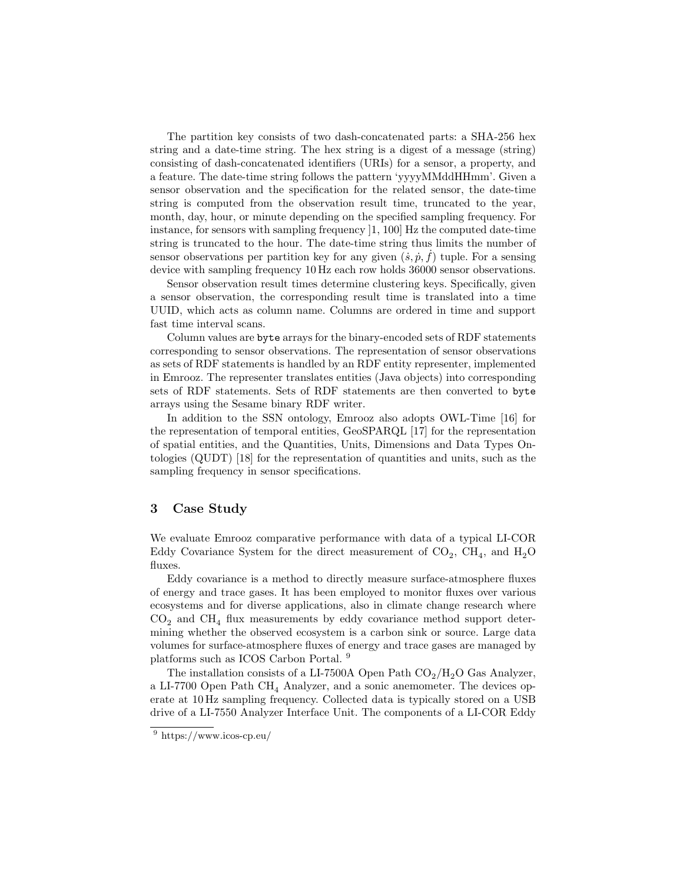The partition key consists of two dash-concatenated parts: a SHA-256 hex string and a date-time string. The hex string is a digest of a message (string) consisting of dash-concatenated identifiers (URIs) for a sensor, a property, and a feature. The date-time string follows the pattern 'yyyyMMddHHmm'. Given a sensor observation and the specification for the related sensor, the date-time string is computed from the observation result time, truncated to the year, month, day, hour, or minute depending on the specified sampling frequency. For instance, for sensors with sampling frequency $]1, 100]$ Hz the computed date-time string is truncated to the hour. The date-time string thus limits the number of sensor observations per partition key for any given $(\dot{s}, \dot{p}, \dot{f})$ tuple. For a sensing device with sampling frequency 10 Hz each row holds 36000 sensor observations.

Sensor observation result times determine clustering keys. Specifically, given a sensor observation, the corresponding result time is translated into a time UUID, which acts as column name. Columns are ordered in time and support fast time interval scans.

Column values are `byte` arrays for the binary-encoded sets of RDF statements corresponding to sensor observations. The representation of sensor observations as sets of RDF statements is handled by an RDF entity representer, implemented in Emrooz. The representer translates entities (Java objects) into corresponding sets of RDF statements. Sets of RDF statements are then converted to `byte` arrays using the Sesame binary RDF writer.

In addition to the SSN ontology, Emrooz also adopts OWL-Time [16] for the representation of temporal entities, GeoSPARQL [17] for the representation of spatial entities, and the Quantities, Units, Dimensions and Data Types Ontologies (QUDT) [18] for the representation of quantities and units, such as the sampling frequency in sensor specifications.

## 3 Case Study

We evaluate Emrooz comparative performance with data of a typical LI-COR Eddy Covariance System for the direct measurement of $CO_2$, $CH_4$, and $H_2O$ fluxes.

Eddy covariance is a method to directly measure surface-atmosphere fluxes of energy and trace gases. It has been employed to monitor fluxes over various ecosystems and for diverse applications, also in climate change research where $CO_2$ and $CH_4$ flux measurements by eddy covariance method support determining whether the observed ecosystem is a carbon sink or source. Large data volumes for surface-atmosphere fluxes of energy and trace gases are managed by platforms such as ICOS Carbon Portal. [9]

The installation consists of a LI-7500A Open Path $CO_2/H_2O$ Gas Analyzer, a LI-7700 Open Path $CH_4$ Analyzer, and a sonic anemometer. The devices operate at 10 Hz sampling frequency. Collected data is typically stored on a USB drive of a LI-7550 Analyzer Interface Unit. The components of a LI-COR Eddy

[9] https://www.icos-cp.eu/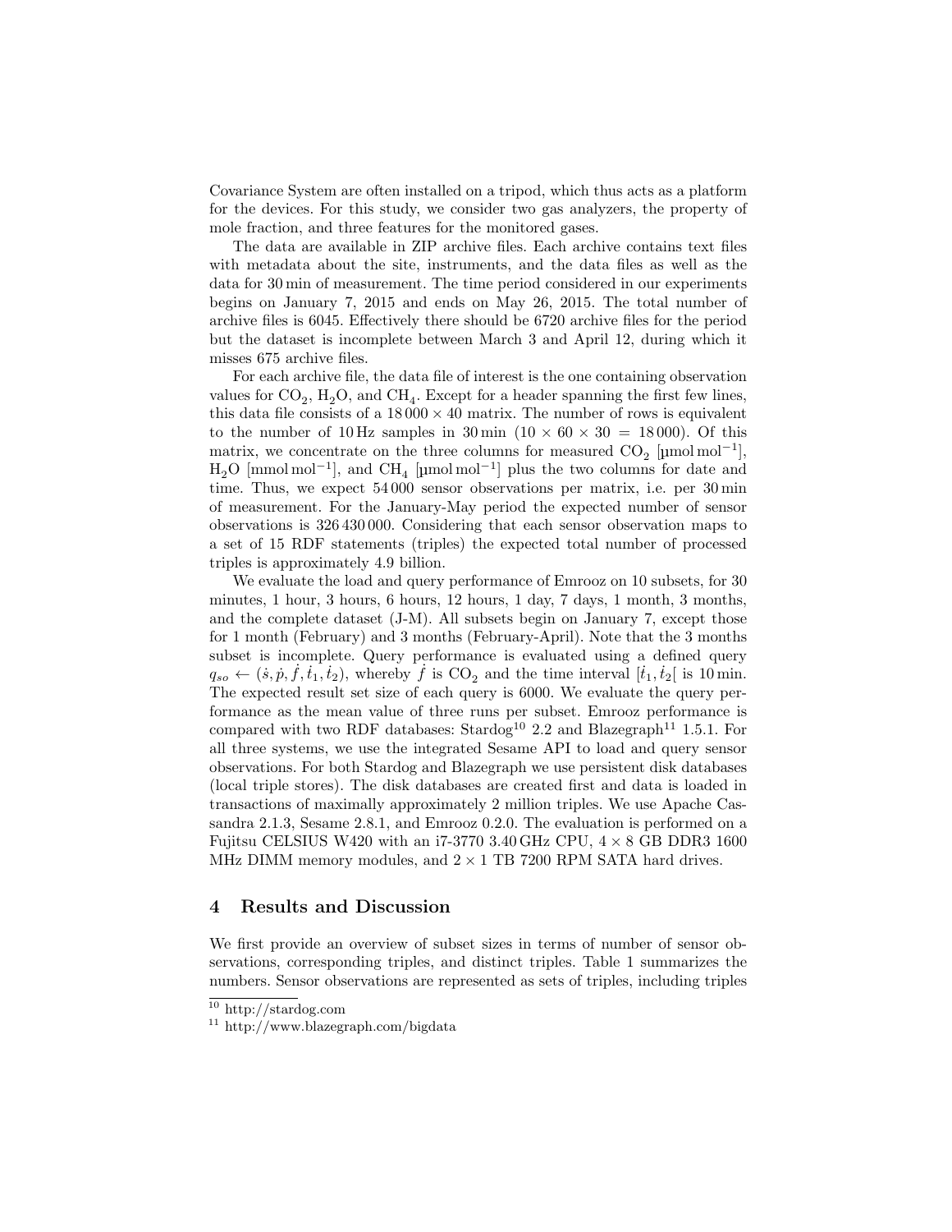Covariance System are often installed on a tripod, which thus acts as a platform for the devices. For this study, we consider two gas analyzers, the property of mole fraction, and three features for the monitored gases.

The data are available in ZIP archive files. Each archive contains text files with metadata about the site, instruments, and the data files as well as the data for 30 min of measurement. The time period considered in our experiments begins on January 7, 2015 and ends on May 26, 2015. The total number of archive files is 6045. Effectively there should be 6720 archive files for the period but the dataset is incomplete between March 3 and April 12, during which it misses 675 archive files.

For each archive file, the data file of interest is the one containing observation values for $CO_2$, $H_2O$, and $CH_4$. Except for a header spanning the first few lines, this data file consists of a $18\,000 \times 40$ matrix. The number of rows is equivalent to the number of 10 Hz samples in 30 min ($10 \times 60 \times 30 = 18\,000$). Of this matrix, we concentrate on the three columns for measured $CO_2$ [µmol mol$^{-1}$], $H_2O$ [mmol mol$^{-1}$], and $CH_4$ [µmol mol$^{-1}$] plus the two columns for date and time. Thus, we expect 54 000 sensor observations per matrix, i.e. per 30 min of measurement. For the January-May period the expected number of sensor observations is 326 430 000. Considering that each sensor observation maps to a set of 15 RDF statements (triples) the expected total number of processed triples is approximately 4.9 billion.

We evaluate the load and query performance of Emrooz on 10 subsets, for 30 minutes, 1 hour, 3 hours, 6 hours, 12 hours, 1 day, 7 days, 1 month, 3 months, and the complete dataset (J-M). All subsets begin on January 7, except those for 1 month (February) and 3 months (February-April). Note that the 3 months subset is incomplete. Query performance is evaluated using a defined query $q_{so} \leftarrow (\dot{s}, \dot{p}, \dot{f}, \dot{t}_1, \dot{t}_2)$, whereby $\dot{f}$ is $CO_2$ and the time interval $[\dot{t}_1, \dot{t}_2[$ is 10 min. The expected result set size of each query is 6000. We evaluate the query performance as the mean value of three runs per subset. Emrooz performance is compared with two RDF databases: Stardog[10] 2.2 and Blazegraph[11] 1.5.1. For all three systems, we use the integrated Sesame API to load and query sensor observations. For both Stardog and Blazegraph we use persistent disk databases (local triple stores). The disk databases are created first and data is loaded in transactions of maximally approximately 2 million triples. We use Apache Cassandra 2.1.3, Sesame 2.8.1, and Emrooz 0.2.0. The evaluation is performed on a Fujitsu CELSIUS W420 with an i7-3770 3.40 GHz CPU, $4 \times 8$ GB DDR3 1600 MHz DIMM memory modules, and $2 \times 1$ TB 7200 RPM SATA hard drives.

## 4 Results and Discussion

We first provide an overview of subset sizes in terms of number of sensor observations, corresponding triples, and distinct triples. Table 1 summarizes the numbers. Sensor observations are represented as sets of triples, including triples

[10] http://stardog.com

[11] http://www.blazegraph.com/bigdata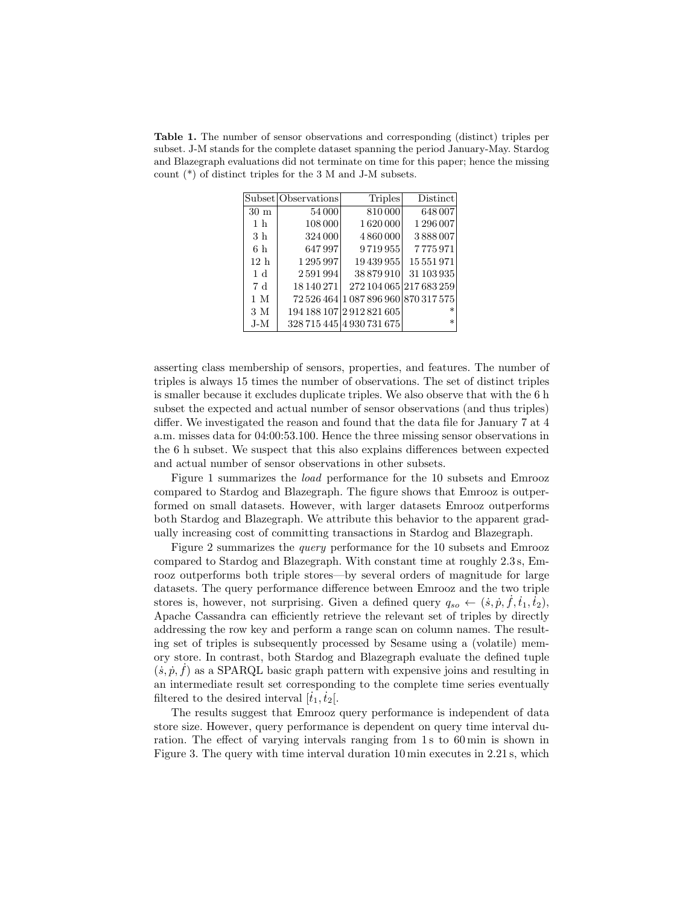**Table 1.** The number of sensor observations and corresponding (distinct) triples per subset. J-M stands for the complete dataset spanning the period January-May. Stardog and Blazegraph evaluations did not terminate on time for this paper; hence the missing count (*) of distinct triples for the 3 M and J-M subsets.

| Subset | Observations | Triples | Distinct |
|---|---|---|---|
| 30 m | 54 000 | 810 000 | 648 007 |
| 1 h | 108 000 | 1 620 000 | 1 296 007 |
| 3 h | 324 000 | 4 860 000 | 3 888 007 |
| 6 h | 647 997 | 9 719 955 | 7 775 971 |
| 12 h | 1 295 997 | 19 439 955 | 15 551 971 |
| 1 d | 2 591 994 | 38 879 910 | 31 103 935 |
| 7 d | 18 140 271 | 272 104 065 | 217 683 259 |
| 1 M | 72 526 464 | 1 087 896 960 | 870 317 575 |
| 3 M | 194 188 107 | 2 912 821 605 | * |
| J-M | 328 715 445 | 4 930 731 675 | * |

asserting class membership of sensors, properties, and features. The number of triples is always 15 times the number of observations. The set of distinct triples is smaller because it excludes duplicate triples. We also observe that with the 6 h subset the expected and actual number of sensor observations (and thus triples) differ. We investigated the reason and found that the data file for January 7 at 4 a.m. misses data for 04:00:53.100. Hence the three missing sensor observations in the 6 h subset. We suspect that this also explains differences between expected and actual number of sensor observations in other subsets.

Figure 1 summarizes the *load* performance for the 10 subsets and Emrooz compared to Stardog and Blazegraph. The figure shows that Emrooz is outperformed on small datasets. However, with larger datasets Emrooz outperforms both Stardog and Blazegraph. We attribute this behavior to the apparent gradually increasing cost of committing transactions in Stardog and Blazegraph.

Figure 2 summarizes the *query* performance for the 10 subsets and Emrooz compared to Stardog and Blazegraph. With constant time at roughly 2.3 s, Emrooz outperforms both triple stores—by several orders of magnitude for large datasets. The query performance difference between Emrooz and the two triple stores is, however, not surprising. Given a defined query $q_{so} \leftarrow (\dot{s}, \dot{p}, \dot{f}, \dot{t}_1, \dot{t}_2)$, Apache Cassandra can efficiently retrieve the relevant set of triples by directly addressing the row key and perform a range scan on column names. The resulting set of triples is subsequently processed by Sesame using a (volatile) memory store. In contrast, both Stardog and Blazegraph evaluate the defined tuple $(\dot{s}, \dot{p}, \dot{f})$ as a SPARQL basic graph pattern with expensive joins and resulting in an intermediate result set corresponding to the complete time series eventually filtered to the desired interval $[\dot{t}_1, \dot{t}_2[$.

The results suggest that Emrooz query performance is independent of data store size. However, query performance is dependent on query time interval duration. The effect of varying intervals ranging from 1 s to 60 min is shown in Figure 3. The query with time interval duration 10 min executes in 2.21 s, which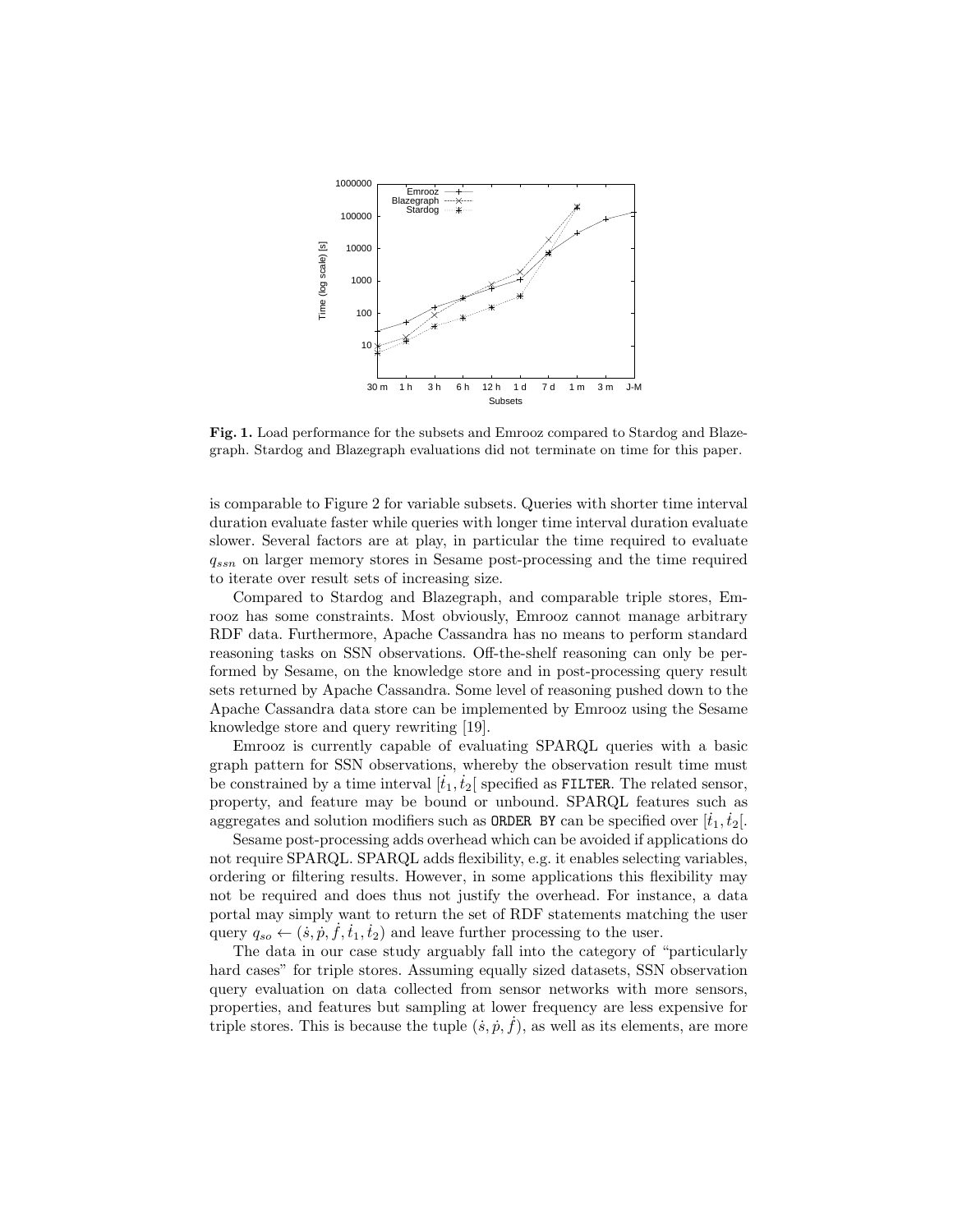**Fig. 1.** Load performance for the subsets and Emrooz compared to Stardog and Blazegraph. Stardog and Blazegraph evaluations did not terminate on time for this paper.

is comparable to Figure 2 for variable subsets. Queries with shorter time interval duration evaluate faster while queries with longer time interval duration evaluate slower. Several factors are at play, in particular the time required to evaluate $q_{ssn}$ on larger memory stores in Sesame post-processing and the time required to iterate over result sets of increasing size.

Compared to Stardog and Blazegraph, and comparable triple stores, Emrooz has some constraints. Most obviously, Emrooz cannot manage arbitrary RDF data. Furthermore, Apache Cassandra has no means to perform standard reasoning tasks on SSN observations. Off-the-shelf reasoning can only be performed by Sesame, on the knowledge store and in post-processing query result sets returned by Apache Cassandra. Some level of reasoning pushed down to the Apache Cassandra data store can be implemented by Emrooz using the Sesame knowledge store and query rewriting [19].

Emrooz is currently capable of evaluating SPARQL queries with a basic graph pattern for SSN observations, whereby the observation result time must be constrained by a time interval $[\dot{t}_1, \dot{t}_2[$ specified as `FILTER`. The related sensor, property, and feature may be bound or unbound. SPARQL features such as aggregates and solution modifiers such as `ORDER BY` can be specified over $[\dot{t}_1, \dot{t}_2[$.

Sesame post-processing adds overhead which can be avoided if applications do not require SPARQL. SPARQL adds flexibility, e.g. it enables selecting variables, ordering or filtering results. However, in some applications this flexibility may not be required and does thus not justify the overhead. For instance, a data portal may simply want to return the set of RDF statements matching the user query $q_{so} \leftarrow (\dot{s}, \dot{p}, \dot{f}, \dot{t}_1, \dot{t}_2)$ and leave further processing to the user.

The data in our case study arguably fall into the category of "particularly hard cases" for triple stores. Assuming equally sized datasets, SSN observation query evaluation on data collected from sensor networks with more sensors, properties, and features but sampling at lower frequency are less expensive for triple stores. This is because the tuple $(\dot{s}, \dot{p}, \dot{f})$, as well as its elements, are more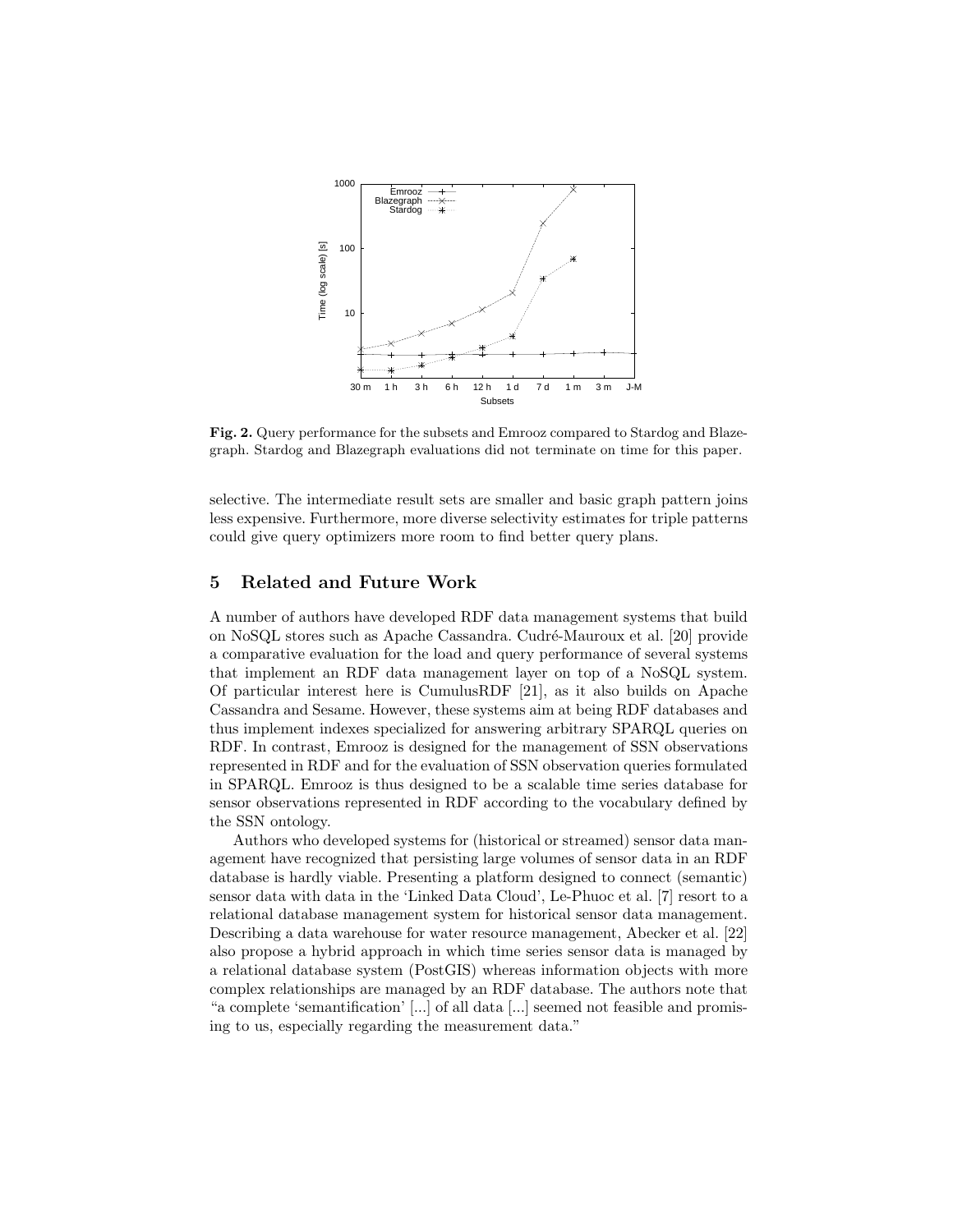**Fig. 2.** Query performance for the subsets and Emrooz compared to Stardog and Blazegraph. Stardog and Blazegraph evaluations did not terminate on time for this paper.

selective. The intermediate result sets are smaller and basic graph pattern joins less expensive. Furthermore, more diverse selectivity estimates for triple patterns could give query optimizers more room to find better query plans.

## 5 Related and Future Work

A number of authors have developed RDF data management systems that build on NoSQL stores such as Apache Cassandra. Cudré-Mauroux et al. [20] provide a comparative evaluation for the load and query performance of several systems that implement an RDF data management layer on top of a NoSQL system. Of particular interest here is CumulusRDF [21], as it also builds on Apache Cassandra and Sesame. However, these systems aim at being RDF databases and thus implement indexes specialized for answering arbitrary SPARQL queries on RDF. In contrast, Emrooz is designed for the management of SSN observations represented in RDF and for the evaluation of SSN observation queries formulated in SPARQL. Emrooz is thus designed to be a scalable time series database for sensor observations represented in RDF according to the vocabulary defined by the SSN ontology.

Authors who developed systems for (historical or streamed) sensor data management have recognized that persisting large volumes of sensor data in an RDF database is hardly viable. Presenting a platform designed to connect (semantic) sensor data with data in the 'Linked Data Cloud', Le-Phuoc et al. [7] resort to a relational database management system for historical sensor data management. Describing a data warehouse for water resource management, Abecker et al. [22] also propose a hybrid approach in which time series sensor data is managed by a relational database system (PostGIS) whereas information objects with more complex relationships are managed by an RDF database. The authors note that "a complete 'semantification' [...] of all data [...] seemed not feasible and promising to us, especially regarding the measurement data."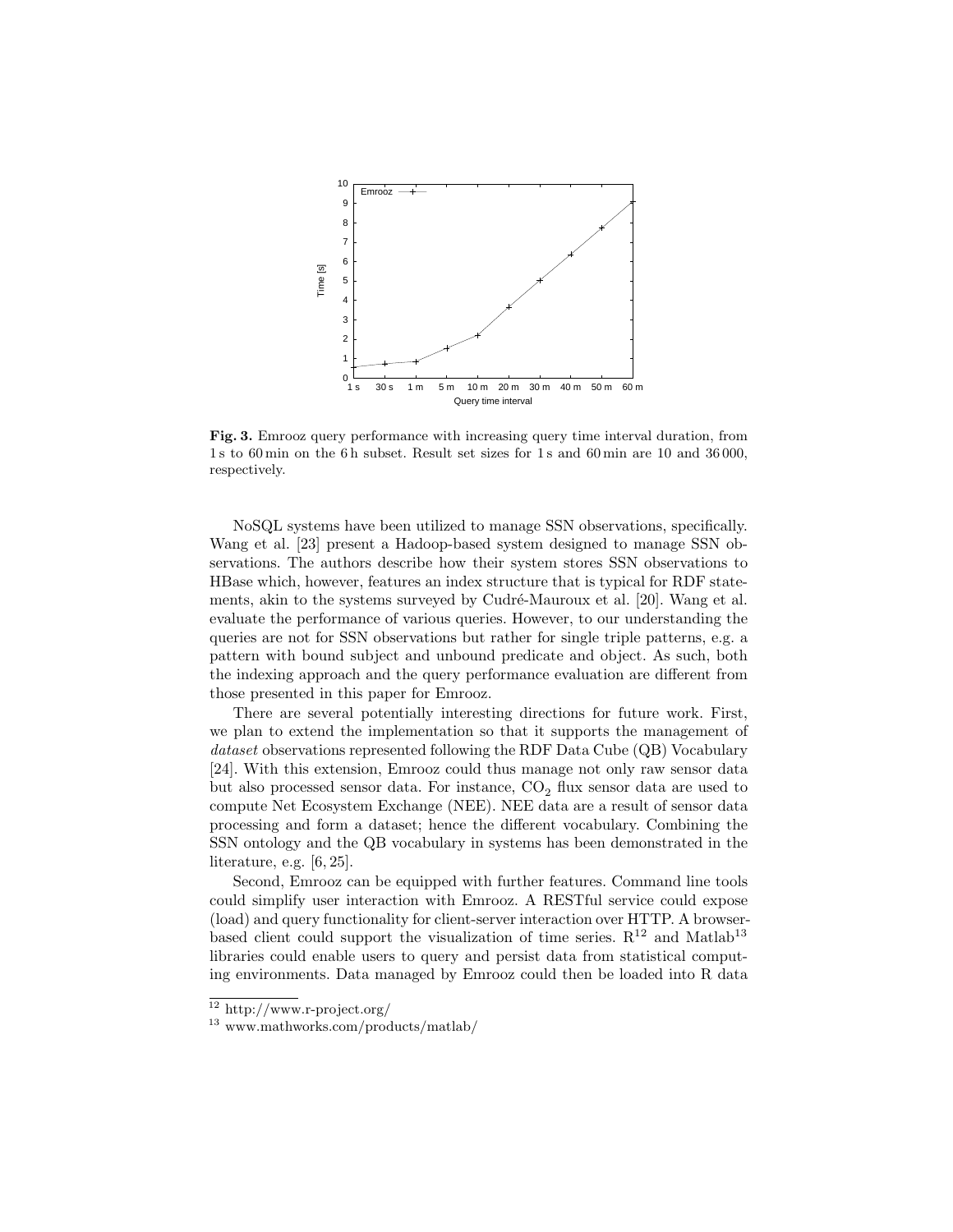**Fig. 3.** Emrooz query performance with increasing query time interval duration, from 1 s to 60 min on the 6 h subset. Result set sizes for 1 s and 60 min are 10 and 36 000, respectively.

NoSQL systems have been utilized to manage SSN observations, specifically. Wang et al. [23] present a Hadoop-based system designed to manage SSN observations. The authors describe how their system stores SSN observations to HBase which, however, features an index structure that is typical for RDF statements, akin to the systems surveyed by Cudré-Mauroux et al. [20]. Wang et al. evaluate the performance of various queries. However, to our understanding the queries are not for SSN observations but rather for single triple patterns, e.g. a pattern with bound subject and unbound predicate and object. As such, both the indexing approach and the query performance evaluation are different from those presented in this paper for Emrooz.

There are several potentially interesting directions for future work. First, we plan to extend the implementation so that it supports the management of *dataset* observations represented following the RDF Data Cube (QB) Vocabulary [24]. With this extension, Emrooz could thus manage not only raw sensor data but also processed sensor data. For instance, $CO_2$ flux sensor data are used to compute Net Ecosystem Exchange (NEE). NEE data are a result of sensor data processing and form a dataset; hence the different vocabulary. Combining the SSN ontology and the QB vocabulary in systems has been demonstrated in the literature, e.g. [6, 25].

Second, Emrooz can be equipped with further features. Command line tools could simplify user interaction with Emrooz. A RESTful service could expose (load) and query functionality for client-server interaction over HTTP. A browser-based client could support the visualization of time series. R[12] and Matlab[13] libraries could enable users to query and persist data from statistical computing environments. Data managed by Emrooz could then be loaded into R data

[12] http://www.r-project.org/

[13] www.mathworks.com/products/matlab/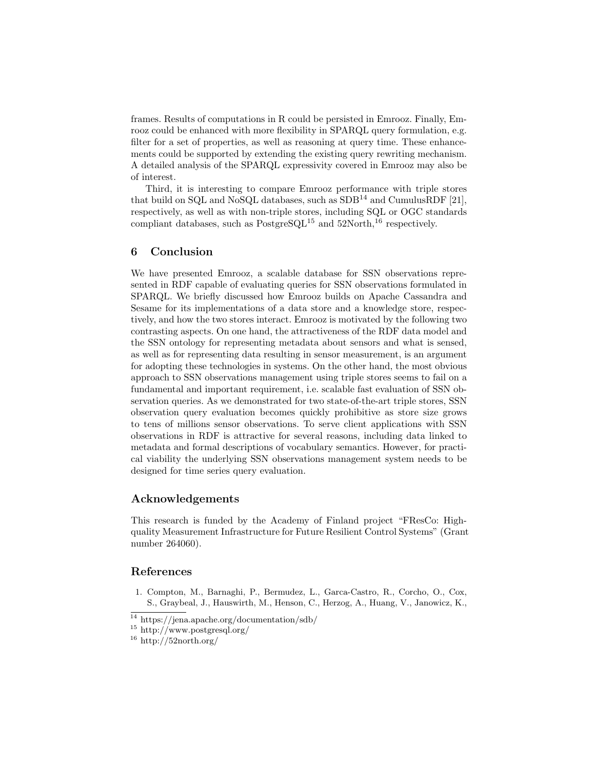frames. Results of computations in R could be persisted in Emrooz. Finally, Emrooz could be enhanced with more flexibility in SPARQL query formulation, e.g. filter for a set of properties, as well as reasoning at query time. These enhancements could be supported by extending the existing query rewriting mechanism. A detailed analysis of the SPARQL expressivity covered in Emrooz may also be of interest.

Third, it is interesting to compare Emrooz performance with triple stores that build on SQL and NoSQL databases, such as SDB[14] and CumulusRDF [21], respectively, as well as with non-triple stores, including SQL or OGC standards compliant databases, such as PostgreSQL[15] and 52North,[16] respectively.

## 6 Conclusion

We have presented Emrooz, a scalable database for SSN observations represented in RDF capable of evaluating queries for SSN observations formulated in SPARQL. We briefly discussed how Emrooz builds on Apache Cassandra and Sesame for its implementations of a data store and a knowledge store, respectively, and how the two stores interact. Emrooz is motivated by the following two contrasting aspects. On one hand, the attractiveness of the RDF data model and the SSN ontology for representing metadata about sensors and what is sensed, as well as for representing data resulting in sensor measurement, is an argument for adopting these technologies in systems. On the other hand, the most obvious approach to SSN observations management using triple stores seems to fail on a fundamental and important requirement, i.e. scalable fast evaluation of SSN observation queries. As we demonstrated for two state-of-the-art triple stores, SSN observation query evaluation becomes quickly prohibitive as store size grows to tens of millions sensor observations. To serve client applications with SSN observations in RDF is attractive for several reasons, including data linked to metadata and formal descriptions of vocabulary semantics. However, for practical viability the underlying SSN observations management system needs to be designed for time series query evaluation.

### Acknowledgements

This research is funded by the Academy of Finland project "FResCo: High-quality Measurement Infrastructure for Future Resilient Control Systems" (Grant number 264060).

### References

1. Compton, M., Barnaghi, P., Bermudez, L., Garca-Castro, R., Corcho, O., Cox, S., Graybeal, J., Hauswirth, M., Henson, C., Herzog, A., Huang, V., Janowicz, K.,

[14] https://jena.apache.org/documentation/sdb/

[15] http://www.postgresql.org/

[16] http://52north.org/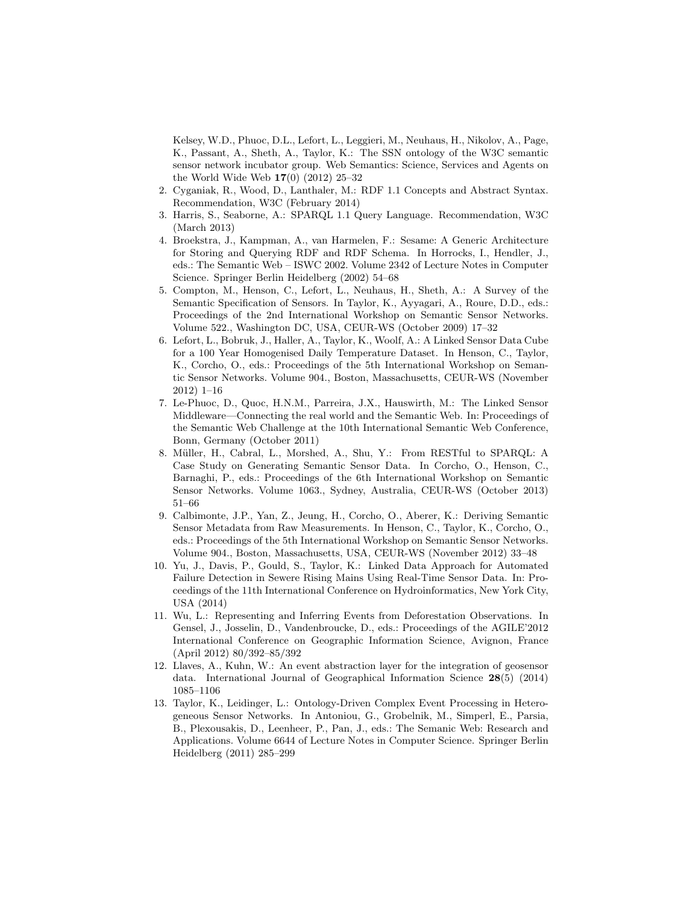Kelsey, W.D., Phuoc, D.L., Lefort, L., Leggieri, M., Neuhaus, H., Nikolov, A., Page, K., Passant, A., Sheth, A., Taylor, K.: The SSN ontology of the W3C semantic sensor network incubator group. Web Semantics: Science, Services and Agents on the World Wide Web **17**(0) (2012) 25–32

2. Cyganiak, R., Wood, D., Lanthaler, M.: RDF 1.1 Concepts and Abstract Syntax. Recommendation, W3C (February 2014)
3. Harris, S., Seaborne, A.: SPARQL 1.1 Query Language. Recommendation, W3C (March 2013)
4. Broekstra, J., Kampman, A., van Harmelen, F.: Sesame: A Generic Architecture for Storing and Querying RDF and RDF Schema. In Horrocks, I., Hendler, J., eds.: The Semantic Web – ISWC 2002. Volume 2342 of Lecture Notes in Computer Science. Springer Berlin Heidelberg (2002) 54–68
5. Compton, M., Henson, C., Lefort, L., Neuhaus, H., Sheth, A.: A Survey of the Semantic Specification of Sensors. In Taylor, K., Ayyagari, A., Roure, D.D., eds.: Proceedings of the 2nd International Workshop on Semantic Sensor Networks. Volume 522., Washington DC, USA, CEUR-WS (October 2009) 17–32
6. Lefort, L., Bobruk, J., Haller, A., Taylor, K., Woolf, A.: A Linked Sensor Data Cube for a 100 Year Homogenised Daily Temperature Dataset. In Henson, C., Taylor, K., Corcho, O., eds.: Proceedings of the 5th International Workshop on Semantic Sensor Networks. Volume 904., Boston, Massachusetts, CEUR-WS (November 2012) 1–16
7. Le-Phuoc, D., Quoc, H.N.M., Parreira, J.X., Hauswirth, M.: The Linked Sensor Middleware—Connecting the real world and the Semantic Web. In: Proceedings of the Semantic Web Challenge at the 10th International Semantic Web Conference, Bonn, Germany (October 2011)
8. Müller, H., Cabral, L., Morshed, A., Shu, Y.: From RESTful to SPARQL: A Case Study on Generating Semantic Sensor Data. In Corcho, O., Henson, C., Barnaghi, P., eds.: Proceedings of the 6th International Workshop on Semantic Sensor Networks. Volume 1063., Sydney, Australia, CEUR-WS (October 2013) 51–66
9. Calbimonte, J.P., Yan, Z., Jeung, H., Corcho, O., Aberer, K.: Deriving Semantic Sensor Metadata from Raw Measurements. In Henson, C., Taylor, K., Corcho, O., eds.: Proceedings of the 5th International Workshop on Semantic Sensor Networks. Volume 904., Boston, Massachusetts, USA, CEUR-WS (November 2012) 33–48
10. Yu, J., Davis, P., Gould, S., Taylor, K.: Linked Data Approach for Automated Failure Detection in Sewere Rising Mains Using Real-Time Sensor Data. In: Proceedings of the 11th International Conference on Hydroinformatics, New York City, USA (2014)
11. Wu, L.: Representing and Inferring Events from Deforestation Observations. In Gensel, J., Josselin, D., Vandenbroucke, D., eds.: Proceedings of the AGILE'2012 International Conference on Geographic Information Science, Avignon, France (April 2012) 80/392–85/392
12. Llaves, A., Kuhn, W.: An event abstraction layer for the integration of geosensor data. International Journal of Geographical Information Science **28**(5) (2014) 1085–1106
13. Taylor, K., Leidinger, L.: Ontology-Driven Complex Event Processing in Heterogeneous Sensor Networks. In Antoniou, G., Grobelnik, M., Simperl, E., Parsia, B., Plexousakis, D., Leenheer, P., Pan, J., eds.: The Semanic Web: Research and Applications. Volume 6644 of Lecture Notes in Computer Science. Springer Berlin Heidelberg (2011) 285–299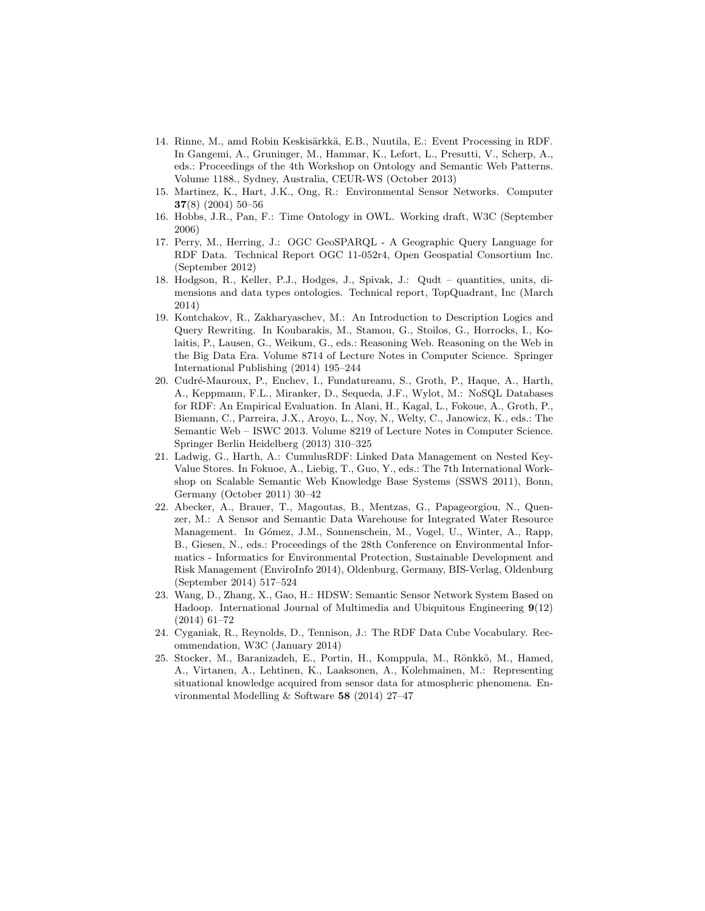14. Rinne, M., amd Robin Keskisärkkä, E.B., Nuutila, E.: Event Processing in RDF. In Gangemi, A., Gruninger, M., Hammar, K., Lefort, L., Presutti, V., Scherp, A., eds.: Proceedings of the 4th Workshop on Ontology and Semantic Web Patterns. Volume 1188., Sydney, Australia, CEUR-WS (October 2013)
15. Martinez, K., Hart, J.K., Ong, R.: Environmental Sensor Networks. Computer **37**(8) (2004) 50–56
16. Hobbs, J.R., Pan, F.: Time Ontology in OWL. Working draft, W3C (September 2006)
17. Perry, M., Herring, J.: OGC GeoSPARQL - A Geographic Query Language for RDF Data. Technical Report OGC 11-052r4, Open Geospatial Consortium Inc. (September 2012)
18. Hodgson, R., Keller, P.J., Hodges, J., Spivak, J.: Qudt – quantities, units, dimensions and data types ontologies. Technical report, TopQuadrant, Inc (March 2014)
19. Kontchakov, R., Zakharyaschev, M.: An Introduction to Description Logics and Query Rewriting. In Koubarakis, M., Stamou, G., Stoilos, G., Horrocks, I., Kolaitis, P., Lausen, G., Weikum, G., eds.: Reasoning Web. Reasoning on the Web in the Big Data Era. Volume 8714 of Lecture Notes in Computer Science. Springer International Publishing (2014) 195–244
20. Cudré-Mauroux, P., Enchev, I., Fundatureanu, S., Groth, P., Haque, A., Harth, A., Keppmann, F.L., Miranker, D., Sequeda, J.F., Wylot, M.: NoSQL Databases for RDF: An Empirical Evaluation. In Alani, H., Kagal, L., Fokoue, A., Groth, P., Biemann, C., Parreira, J.X., Aroyo, L., Noy, N., Welty, C., Janowicz, K., eds.: The Semantic Web – ISWC 2013. Volume 8219 of Lecture Notes in Computer Science. Springer Berlin Heidelberg (2013) 310–325
21. Ladwig, G., Harth, A.: CumulusRDF: Linked Data Management on Nested Key-Value Stores. In Fokuoe, A., Liebig, T., Guo, Y., eds.: The 7th International Workshop on Scalable Semantic Web Knowledge Base Systems (SSWS 2011), Bonn, Germany (October 2011) 30–42
22. Abecker, A., Brauer, T., Magoutas, B., Mentzas, G., Papageorgiou, N., Quenzer, M.: A Sensor and Semantic Data Warehouse for Integrated Water Resource Management. In Gómez, J.M., Sonnenschein, M., Vogel, U., Winter, A., Rapp, B., Giesen, N., eds.: Proceedings of the 28th Conference on Environmental Informatics - Informatics for Environmental Protection, Sustainable Development and Risk Management (EnviroInfo 2014), Oldenburg, Germany, BIS-Verlag, Oldenburg (September 2014) 517–524
23. Wang, D., Zhang, X., Gao, H.: HDSW: Semantic Sensor Network System Based on Hadoop. International Journal of Multimedia and Ubiquitous Engineering **9**(12) (2014) 61–72
24. Cyganiak, R., Reynolds, D., Tennison, J.: The RDF Data Cube Vocabulary. Recommendation, W3C (January 2014)
25. Stocker, M., Baranizadeh, E., Portin, H., Komppula, M., Rönkkö, M., Hamed, A., Virtanen, A., Lehtinen, K., Laaksonen, A., Kolehmainen, M.: Representing situational knowledge acquired from sensor data for atmospheric phenomena. Environmental Modelling & Software **58** (2014) 27–47